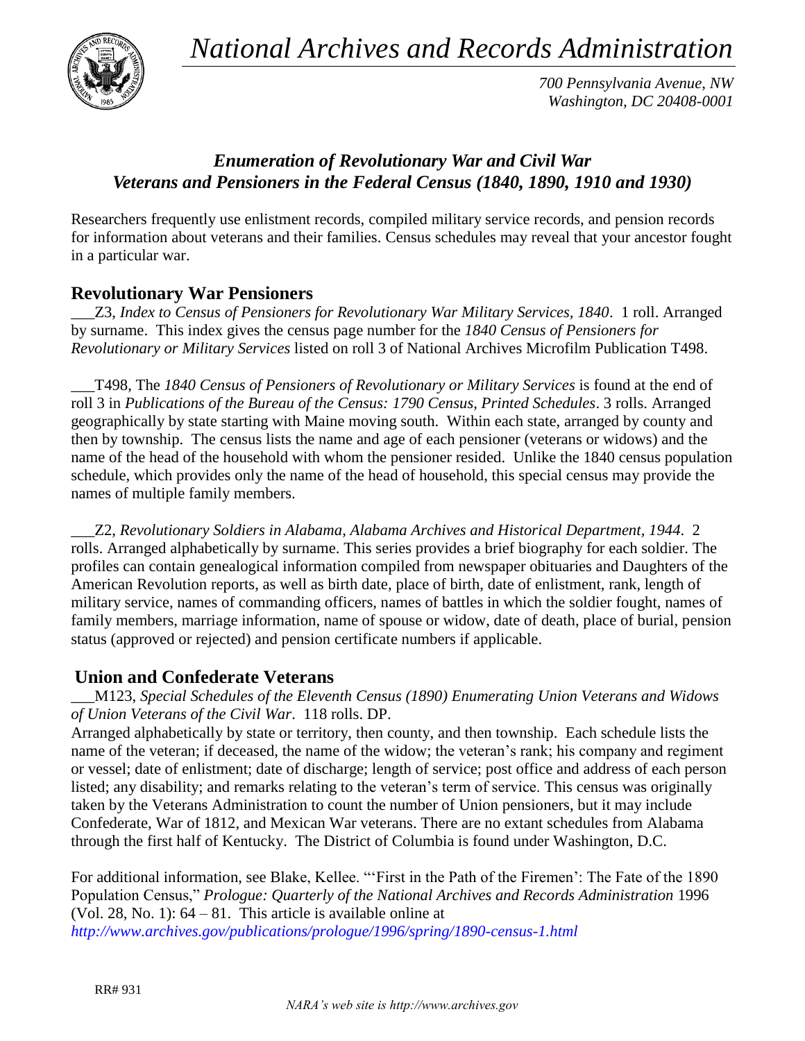# *National Archives and Records Administration*

*700 Pennsylvania Avenue, NW*
*Washington, DC 20408-0001*

## *Enumeration of Revolutionary War and Civil War Veterans and Pensioners in the Federal Census (1840, 1890, 1910 and 1930)*

Researchers frequently use enlistment records, compiled military service records, and pension records for information about veterans and their families. Census schedules may reveal that your ancestor fought in a particular war.

### Revolutionary War Pensioners

___Z3, *Index to Census of Pensioners for Revolutionary War Military Services, 1840*. 1 roll. Arranged by surname. This index gives the census page number for the *1840 Census of Pensioners for Revolutionary or Military Services* listed on roll 3 of National Archives Microfilm Publication T498.

___T498, The *1840 Census of Pensioners of Revolutionary or Military Services* is found at the end of roll 3 in *Publications of the Bureau of the Census: 1790 Census, Printed Schedules*. 3 rolls. Arranged geographically by state starting with Maine moving south. Within each state, arranged by county and then by township. The census lists the name and age of each pensioner (veterans or widows) and the name of the head of the household with whom the pensioner resided. Unlike the 1840 census population schedule, which provides only the name of the head of household, this special census may provide the names of multiple family members.

___Z2, *Revolutionary Soldiers in Alabama, Alabama Archives and Historical Department, 1944*. 2 rolls. Arranged alphabetically by surname. This series provides a brief biography for each soldier. The profiles can contain genealogical information compiled from newspaper obituaries and Daughters of the American Revolution reports, as well as birth date, place of birth, date of enlistment, rank, length of military service, names of commanding officers, names of battles in which the soldier fought, names of family members, marriage information, name of spouse or widow, date of death, place of burial, pension status (approved or rejected) and pension certificate numbers if applicable.

### Union and Confederate Veterans

___M123, *Special Schedules of the Eleventh Census (1890) Enumerating Union Veterans and Widows of Union Veterans of the Civil War*. 118 rolls. DP.
Arranged alphabetically by state or territory, then county, and then township. Each schedule lists the name of the veteran; if deceased, the name of the widow; the veteran's rank; his company and regiment or vessel; date of enlistment; date of discharge; length of service; post office and address of each person listed; any disability; and remarks relating to the veteran's term of service. This census was originally taken by the Veterans Administration to count the number of Union pensioners, but it may include Confederate, War of 1812, and Mexican War veterans. There are no extant schedules from Alabama through the first half of Kentucky. The District of Columbia is found under Washington, D.C.

For additional information, see Blake, Kellee. "'First in the Path of the Firemen': The Fate of the 1890 Population Census," *Prologue: Quarterly of the National Archives and Records Administration* 1996 (Vol. 28, No. 1): 64 – 81. This article is available online at *http://www.archives.gov/publications/prologue/1996/spring/1890-census-1.html*

RR# 931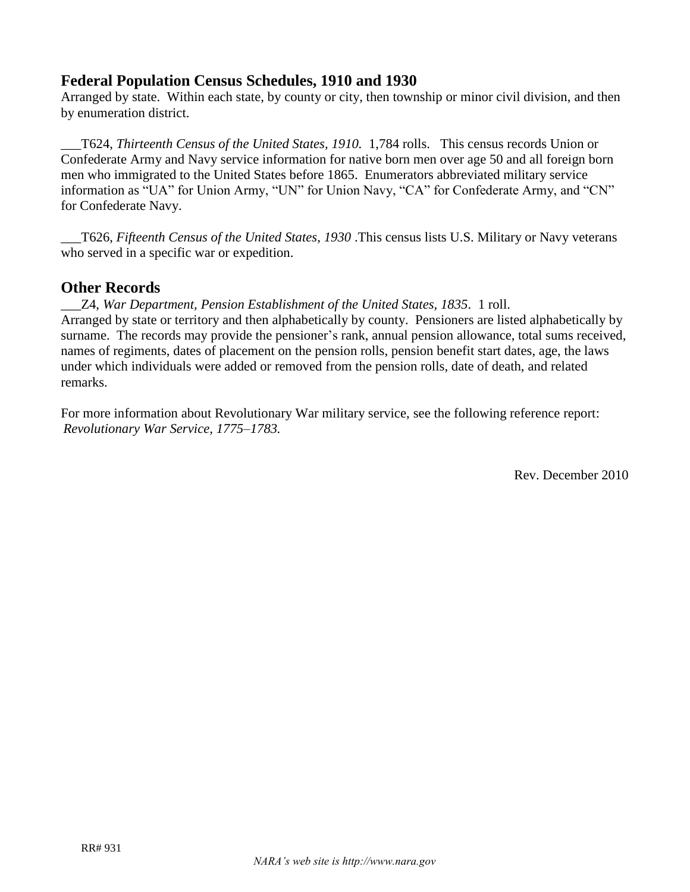## Federal Population Census Schedules, 1910 and 1930

Arranged by state. Within each state, by county or city, then township or minor civil division, and then by enumeration district.

___T624, *Thirteenth Census of the United States, 1910.* 1,784 rolls. This census records Union or Confederate Army and Navy service information for native born men over age 50 and all foreign born men who immigrated to the United States before 1865. Enumerators abbreviated military service information as "UA" for Union Army, "UN" for Union Navy, "CA" for Confederate Army, and "CN" for Confederate Navy.

___T626, *Fifteenth Census of the United States, 1930* .This census lists U.S. Military or Navy veterans who served in a specific war or expedition.

## Other Records

___Z4, *War Department, Pension Establishment of the United States, 1835*. 1 roll.
Arranged by state or territory and then alphabetically by county. Pensioners are listed alphabetically by surname. The records may provide the pensioner's rank, annual pension allowance, total sums received, names of regiments, dates of placement on the pension rolls, pension benefit start dates, age, the laws under which individuals were added or removed from the pension rolls, date of death, and related remarks.

For more information about Revolutionary War military service, see the following reference report: *Revolutionary War Service, 1775–1783.*

Rev. December 2010

RR# 931